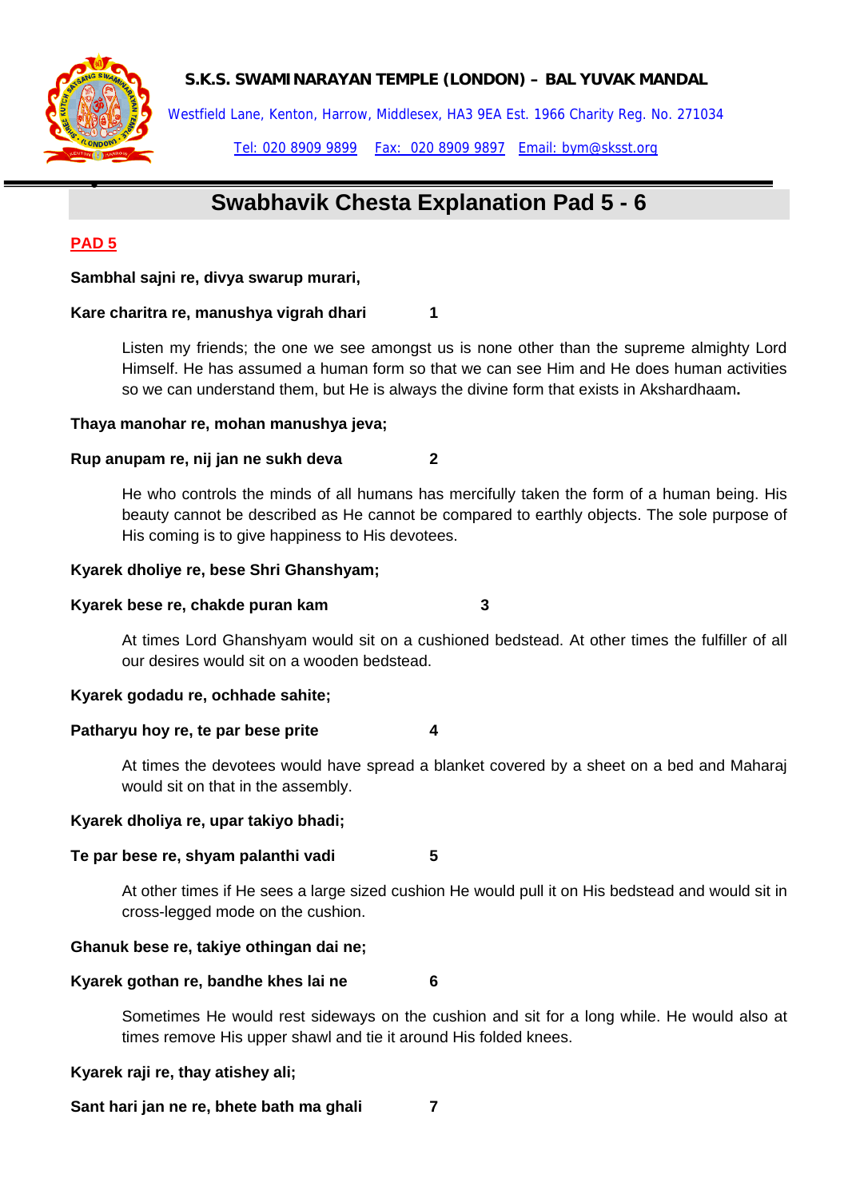**S.K.S. SWAMINARAYAN TEMPLE (LONDON) – BAL YUVAK MANDAL**

Westfield Lane, Kenton, Harrow, Middlesex, HA3 9EA Est. 1966 Charity Reg. No. 271034

Tel: 020 8909 9899    Fax: 020 8909 9897    Email: bym@sksst.org

# Swabhavik Chesta Explanation Pad 5 - 6

## PAD 5

**Sambhal sajni re, divya swarup murari,**

**Kare charitra re, manushya vigrah dhari          1**

Listen my friends; the one we see amongst us is none other than the supreme almighty Lord Himself. He has assumed a human form so that we can see Him and He does human activities so we can understand them, but He is always the divine form that exists in Akshardhaam**.**

**Thaya manohar re, mohan manushya jeva;**

**Rup anupam re, nij jan ne sukh deva          2**

He who controls the minds of all humans has mercifully taken the form of a human being. His beauty cannot be described as He cannot be compared to earthly objects. The sole purpose of His coming is to give happiness to His devotees.

**Kyarek dholiye re, bese Shri Ghanshyam;**

**Kyarek bese re, chakde puran kam          3**

At times Lord Ghanshyam would sit on a cushioned bedstead. At other times the fulfiller of all our desires would sit on a wooden bedstead.

**Kyarek godadu re, ochhade sahite;**

**Patharyu hoy re, te par bese prite          4**

At times the devotees would have spread a blanket covered by a sheet on a bed and Maharaj would sit on that in the assembly.

**Kyarek dholiya re, upar takiyo bhadi;**

**Te par bese re, shyam palanthi vadi          5**

At other times if He sees a large sized cushion He would pull it on His bedstead and would sit in cross-legged mode on the cushion.

**Ghanuk bese re, takiye othingan dai ne;**

**Kyarek gothan re, bandhe khes lai ne          6**

Sometimes He would rest sideways on the cushion and sit for a long while. He would also at times remove His upper shawl and tie it around His folded knees.

**Kyarek raji re, thay atishey ali;**

**Sant hari jan ne re, bhete bath ma ghali          7**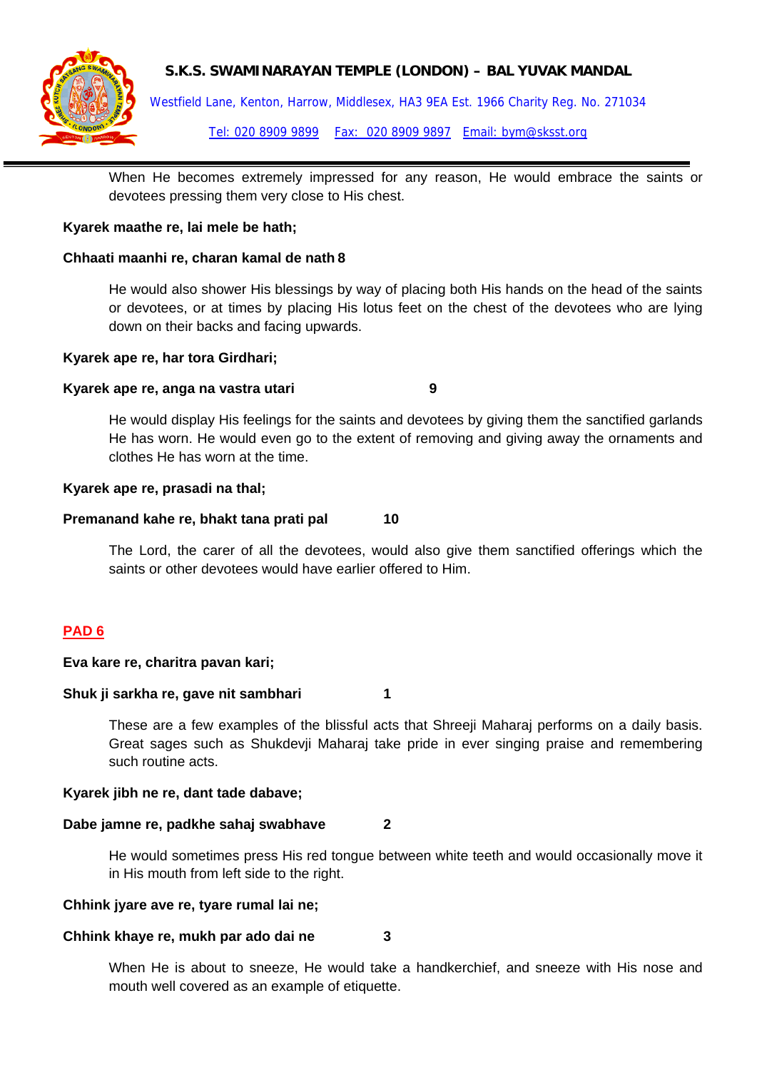When He becomes extremely impressed for any reason, He would embrace the saints or devotees pressing them very close to His chest.

**Kyarek maathe re, lai mele be hath;**

**Chhaati maanhi re, charan kamal de nath 8**

He would also shower His blessings by way of placing both His hands on the head of the saints or devotees, or at times by placing His lotus feet on the chest of the devotees who are lying down on their backs and facing upwards.

**Kyarek ape re, har tora Girdhari;**

**Kyarek ape re, anga na vastra utari 9**

He would display His feelings for the saints and devotees by giving them the sanctified garlands He has worn. He would even go to the extent of removing and giving away the ornaments and clothes He has worn at the time.

**Kyarek ape re, prasadi na thal;**

**Premanand kahe re, bhakt tana prati pal 10**

The Lord, the carer of all the devotees, would also give them sanctified offerings which the saints or other devotees would have earlier offered to Him.

## PAD 6

**Eva kare re, charitra pavan kari;**

**Shuk ji sarkha re, gave nit sambhari 1**

These are a few examples of the blissful acts that Shreeji Maharaj performs on a daily basis. Great sages such as Shukdevji Maharaj take pride in ever singing praise and remembering such routine acts.

**Kyarek jibh ne re, dant tade dabave;**

**Dabe jamne re, padkhe sahaj swabhave 2**

He would sometimes press His red tongue between white teeth and would occasionally move it in His mouth from left side to the right.

**Chhink jyare ave re, tyare rumal lai ne;**

**Chhink khaye re, mukh par ado dai ne 3**

When He is about to sneeze, He would take a handkerchief, and sneeze with His nose and mouth well covered as an example of etiquette.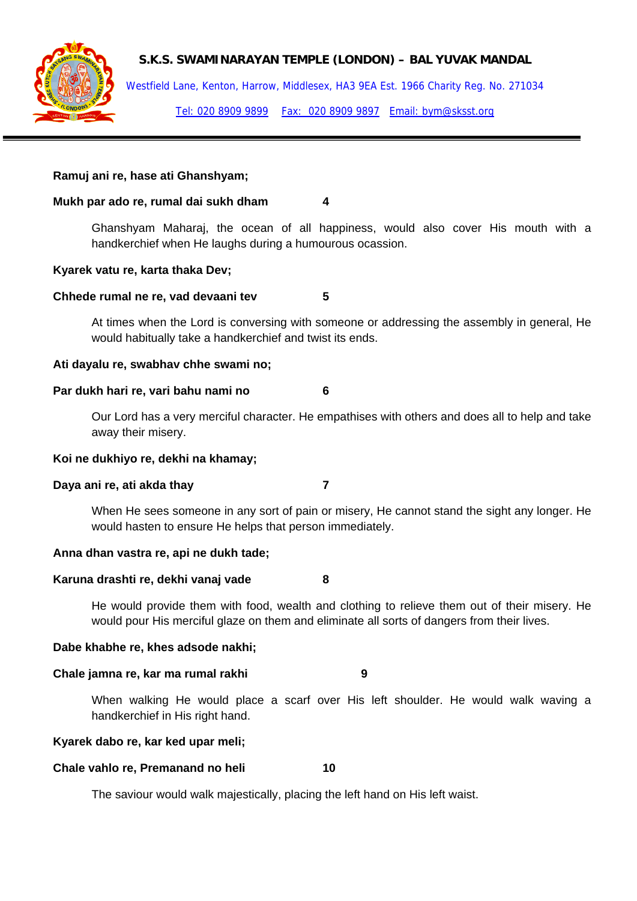**Ramuj ani re, hase ati Ghanshyam;**

**Mukh par ado re, rumal dai sukh dham 4**

Ghanshyam Maharaj, the ocean of all happiness, would also cover His mouth with a handkerchief when He laughs during a humourous ocassion.

**Kyarek vatu re, karta thaka Dev;**

**Chhede rumal ne re, vad devaani tev 5**

At times when the Lord is conversing with someone or addressing the assembly in general, He would habitually take a handkerchief and twist its ends.

**Ati dayalu re, swabhav chhe swami no;**

**Par dukh hari re, vari bahu nami no 6**

Our Lord has a very merciful character. He empathises with others and does all to help and take away their misery.

**Koi ne dukhiyo re, dekhi na khamay;**

**Daya ani re, ati akda thay 7**

When He sees someone in any sort of pain or misery, He cannot stand the sight any longer. He would hasten to ensure He helps that person immediately.

**Anna dhan vastra re, api ne dukh tade;**

**Karuna drashti re, dekhi vanaj vade 8**

He would provide them with food, wealth and clothing to relieve them out of their misery. He would pour His merciful glaze on them and eliminate all sorts of dangers from their lives.

**Dabe khabhe re, khes adsode nakhi;**

**Chale jamna re, kar ma rumal rakhi 9**

When walking He would place a scarf over His left shoulder. He would walk waving a handkerchief in His right hand.

**Kyarek dabo re, kar ked upar meli;**

**Chale vahlo re, Premanand no heli 10**

The saviour would walk majestically, placing the left hand on His left waist.